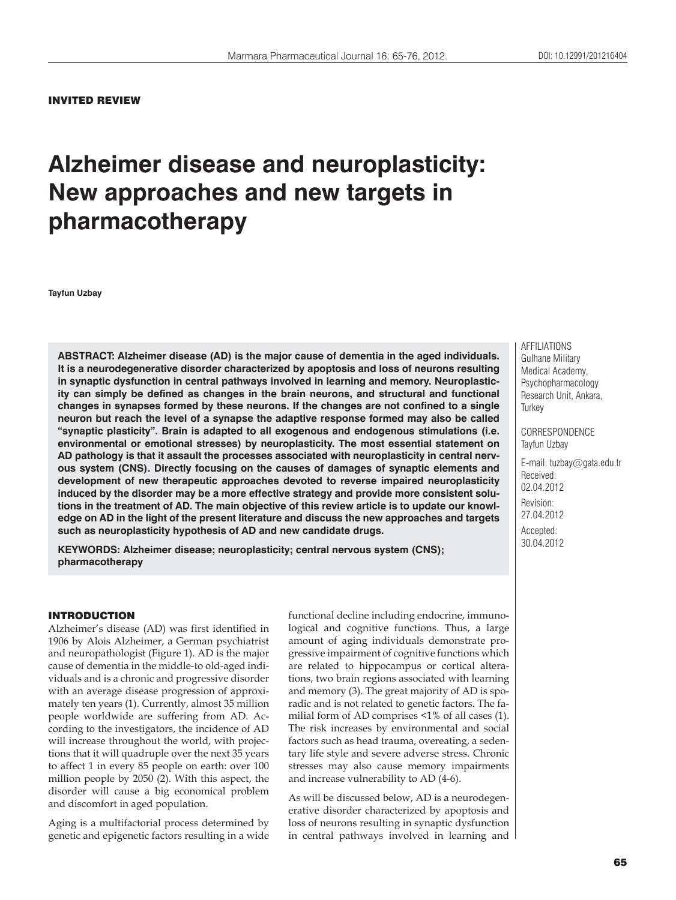INVITED REVIEW

# Alzheimer disease and neuroplasticity: New approaches and new targets in pharmacotherapy

**Tayfun Uzbay**

**ABSTRACT: Alzheimer disease (AD) is the major cause of dementia in the aged individuals. It is a neurodegenerative disorder characterized by apoptosis and loss of neurons resulting in synaptic dysfunction in central pathways involved in learning and memory. Neuroplasticity can simply be defined as changes in the brain neurons, and structural and functional changes in synapses formed by these neurons. If the changes are not confined to a single neuron but reach the level of a synapse the adaptive response formed may also be called "synaptic plasticity". Brain is adapted to all exogenous and endogenous stimulations (i.e. environmental or emotional stresses) by neuroplasticity. The most essential statement on AD pathology is that it assault the processes associated with neuroplasticity in central nervous system (CNS). Directly focusing on the causes of damages of synaptic elements and development of new therapeutic approaches devoted to reverse impaired neuroplasticity induced by the disorder may be a more effective strategy and provide more consistent solutions in the treatment of AD. The main objective of this review article is to update our knowledge on AD in the light of the present literature and discuss the new approaches and targets such as neuroplasticity hypothesis of AD and new candidate drugs.**

**KEYWORDS: Alzheimer disease; neuroplasticity; central nervous system (CNS); pharmacotherapy**

AFFILIATIONS
Gulhane Military Medical Academy, Psychopharmacology Research Unit, Ankara, Turkey

CORRESPONDENCE
Tayfun Uzbay

E-mail: tuzbay@gata.edu.tr

Received: 02.04.2012

Revision: 27.04.2012

Accepted: 30.04.2012

## INTRODUCTION

Alzheimer's disease (AD) was first identified in 1906 by Alois Alzheimer, a German psychiatrist and neuropathologist (Figure 1). AD is the major cause of dementia in the middle-to old-aged individuals and is a chronic and progressive disorder with an average disease progression of approximately ten years (1). Currently, almost 35 million people worldwide are suffering from AD. According to the investigators, the incidence of AD will increase throughout the world, with projections that it will quadruple over the next 35 years to affect 1 in every 85 people on earth: over 100 million people by 2050 (2). With this aspect, the disorder will cause a big economical problem and discomfort in aged population.

Aging is a multifactorial process determined by genetic and epigenetic factors resulting in a wide functional decline including endocrine, immunological and cognitive functions. Thus, a large amount of aging individuals demonstrate progressive impairment of cognitive functions which are related to hippocampus or cortical alterations, two brain regions associated with learning and memory (3). The great majority of AD is sporadic and is not related to genetic factors. The familial form of AD comprises <1% of all cases (1). The risk increases by environmental and social factors such as head trauma, overeating, a sedentary life style and severe adverse stress. Chronic stresses may also cause memory impairments and increase vulnerability to AD (4-6).

As will be discussed below, AD is a neurodegenerative disorder characterized by apoptosis and loss of neurons resulting in synaptic dysfunction in central pathways involved in learning and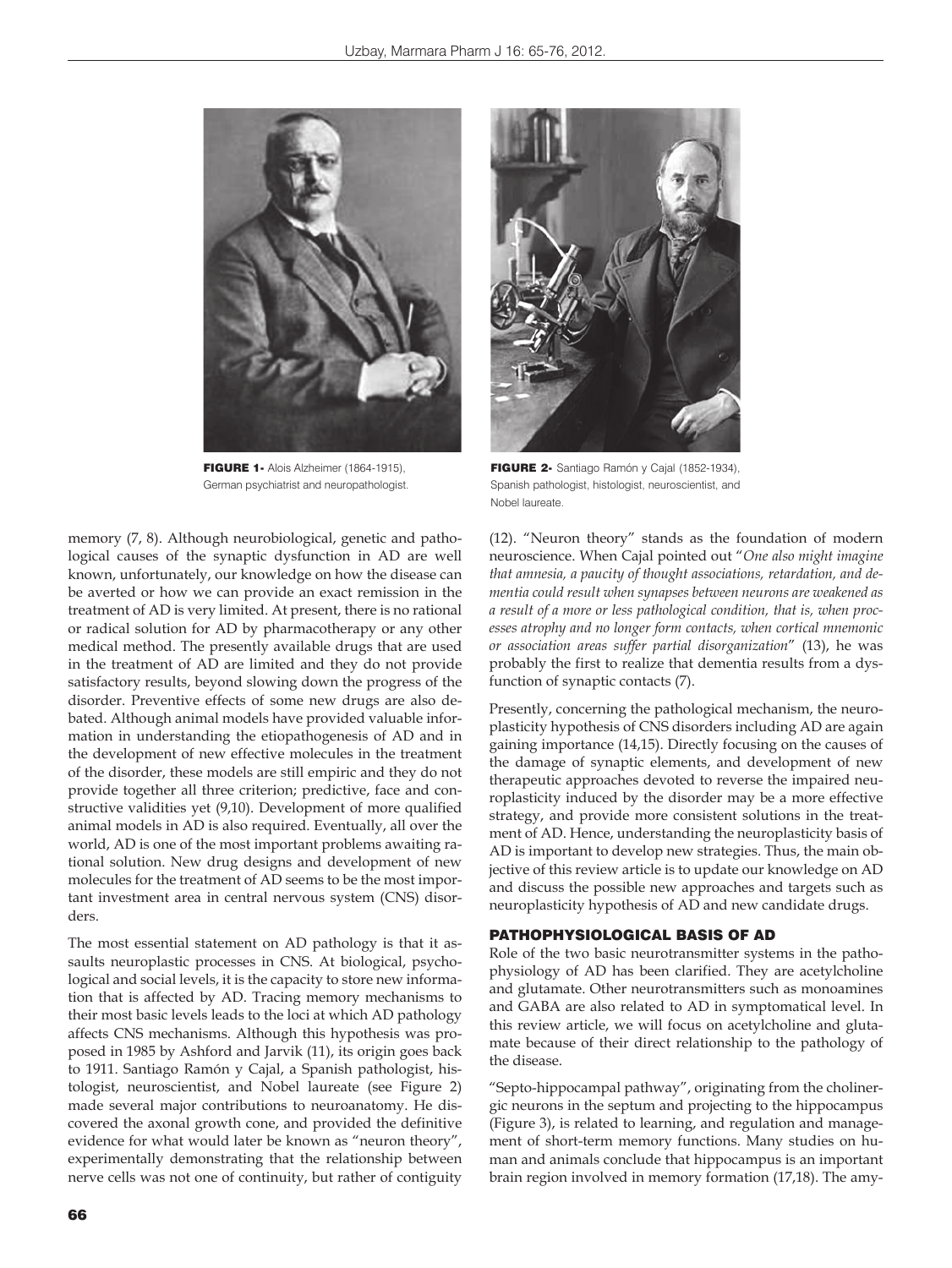**FIGURE 1-** Alois Alzheimer (1864-1915), German psychiatrist and neuropathologist.

**FIGURE 2-** Santiago Ramón y Cajal (1852-1934), Spanish pathologist, histologist, neuroscientist, and Nobel laureate.

memory (7, 8). Although neurobiological, genetic and pathological causes of the synaptic dysfunction in AD are well known, unfortunately, our knowledge on how the disease can be averted or how we can provide an exact remission in the treatment of AD is very limited. At present, there is no rational or radical solution for AD by pharmacotherapy or any other medical method. The presently available drugs that are used in the treatment of AD are limited and they do not provide satisfactory results, beyond slowing down the progress of the disorder. Preventive effects of some new drugs are also debated. Although animal models have provided valuable information in understanding the etiopathogenesis of AD and in the development of new effective molecules in the treatment of the disorder, these models are still empiric and they do not provide together all three criterion; predictive, face and constructive validities yet (9,10). Development of more qualified animal models in AD is also required. Eventually, all over the world, AD is one of the most important problems awaiting rational solution. New drug designs and development of new molecules for the treatment of AD seems to be the most important investment area in central nervous system (CNS) disorders.

The most essential statement on AD pathology is that it assaults neuroplastic processes in CNS. At biological, psychological and social levels, it is the capacity to store new information that is affected by AD. Tracing memory mechanisms to their most basic levels leads to the loci at which AD pathology affects CNS mechanisms. Although this hypothesis was proposed in 1985 by Ashford and Jarvik (11), its origin goes back to 1911. Santiago Ramón y Cajal, a Spanish pathologist, histologist, neuroscientist, and Nobel laureate (see Figure 2) made several major contributions to neuroanatomy. He discovered the axonal growth cone, and provided the definitive evidence for what would later be known as "neuron theory", experimentally demonstrating that the relationship between nerve cells was not one of continuity, but rather of contiguity (12). "Neuron theory" stands as the foundation of modern neuroscience. When Cajal pointed out "*One also might imagine that amnesia, a paucity of thought associations, retardation, and dementia could result when synapses between neurons are weakened as a result of a more or less pathological condition, that is, when processes atrophy and no longer form contacts, when cortical mnemonic or association areas suffer partial disorganization*" (13), he was probably the first to realize that dementia results from a dysfunction of synaptic contacts (7).

Presently, concerning the pathological mechanism, the neuroplasticity hypothesis of CNS disorders including AD are again gaining importance (14,15). Directly focusing on the causes of the damage of synaptic elements, and development of new therapeutic approaches devoted to reverse the impaired neuroplasticity induced by the disorder may be a more effective strategy, and provide more consistent solutions in the treatment of AD. Hence, understanding the neuroplasticity basis of AD is important to develop new strategies. Thus, the main objective of this review article is to update our knowledge on AD and discuss the possible new approaches and targets such as neuroplasticity hypothesis of AD and new candidate drugs.

## PATHOPHYSIOLOGICAL BASIS OF AD

Role of the two basic neurotransmitter systems in the pathophysiology of AD has been clarified. They are acetylcholine and glutamate. Other neurotransmitters such as monoamines and GABA are also related to AD in symptomatical level. In this review article, we will focus on acetylcholine and glutamate because of their direct relationship to the pathology of the disease.

"Septo-hippocampal pathway", originating from the cholinergic neurons in the septum and projecting to the hippocampus (Figure 3), is related to learning, and regulation and management of short-term memory functions. Many studies on human and animals conclude that hippocampus is an important brain region involved in memory formation (17,18). The amy-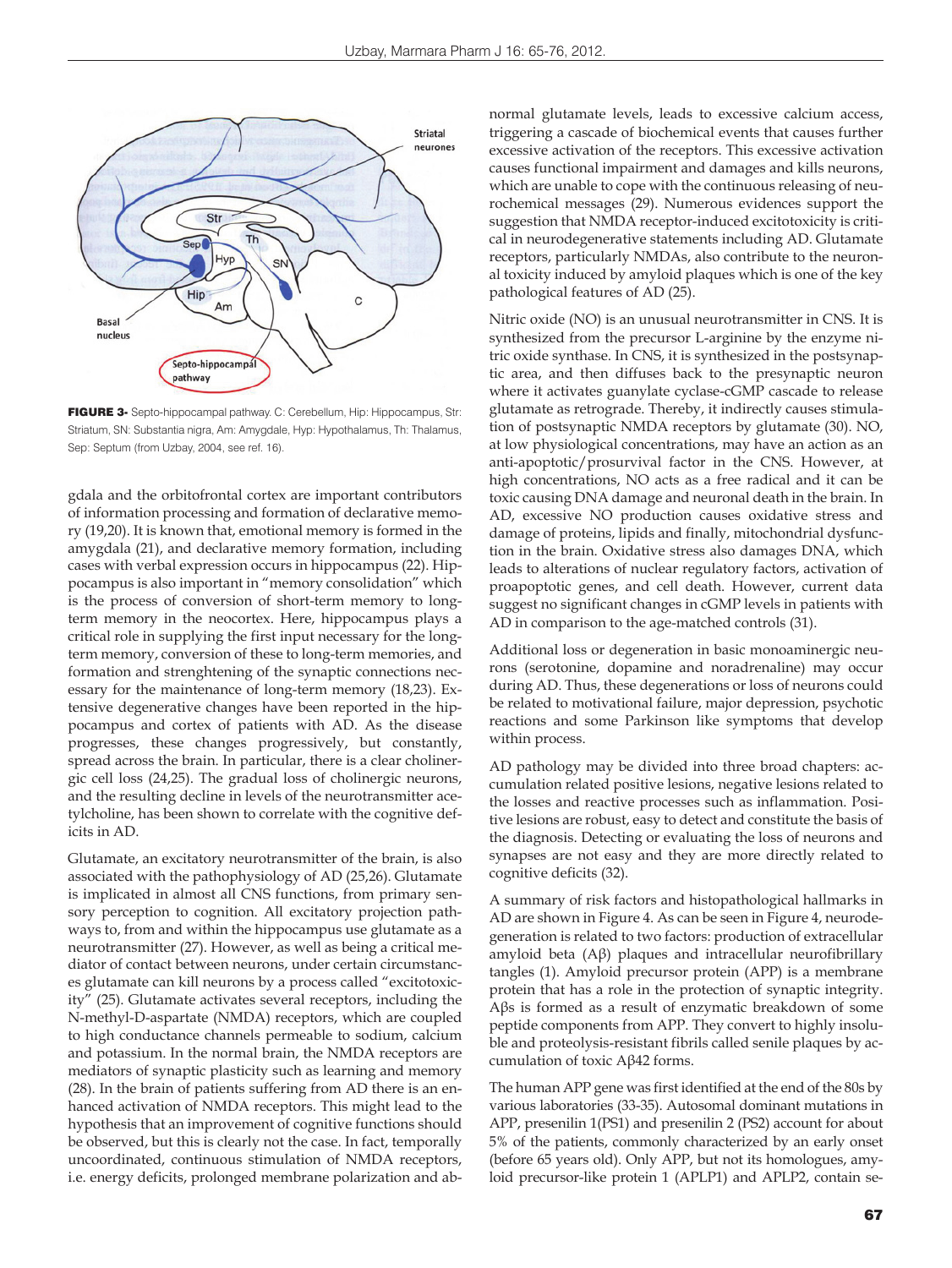**FIGURE 3-** Septo-hippocampal pathway. C: Cerebellum, Hip: Hippocampus, Str: Striatum, SN: Substantia nigra, Am: Amygdale, Hyp: Hypothalamus, Th: Thalamus, Sep: Septum (from Uzbay, 2004, see ref. 16).

gdala and the orbitofrontal cortex are important contributors of information processing and formation of declarative memory (19,20). It is known that, emotional memory is formed in the amygdala (21), and declarative memory formation, including cases with verbal expression occurs in hippocampus (22). Hippocampus is also important in "memory consolidation" which is the process of conversion of short-term memory to long-term memory in the neocortex. Here, hippocampus plays a critical role in supplying the first input necessary for the long-term memory, conversion of these to long-term memories, and formation and strenghtening of the synaptic connections necessary for the maintenance of long-term memory (18,23). Extensive degenerative changes have been reported in the hippocampus and cortex of patients with AD. As the disease progresses, these changes progressively, but constantly, spread across the brain. In particular, there is a clear cholinergic cell loss (24,25). The gradual loss of cholinergic neurons, and the resulting decline in levels of the neurotransmitter acetylcholine, has been shown to correlate with the cognitive deficits in AD.

Glutamate, an excitatory neurotransmitter of the brain, is also associated with the pathophysiology of AD (25,26). Glutamate is implicated in almost all CNS functions, from primary sensory perception to cognition. All excitatory projection pathways to, from and within the hippocampus use glutamate as a neurotransmitter (27). However, as well as being a critical mediator of contact between neurons, under certain circumstances glutamate can kill neurons by a process called "excitotoxicity" (25). Glutamate activates several receptors, including the N-methyl-D-aspartate (NMDA) receptors, which are coupled to high conductance channels permeable to sodium, calcium and potassium. In the normal brain, the NMDA receptors are mediators of synaptic plasticity such as learning and memory (28). In the brain of patients suffering from AD there is an enhanced activation of NMDA receptors. This might lead to the hypothesis that an improvement of cognitive functions should be observed, but this is clearly not the case. In fact, temporally uncoordinated, continuous stimulation of NMDA receptors, i.e. energy deficits, prolonged membrane polarization and abnormal glutamate levels, leads to excessive calcium access, triggering a cascade of biochemical events that causes further excessive activation of the receptors. This excessive activation causes functional impairment and damages and kills neurons, which are unable to cope with the continuous releasing of neurochemical messages (29). Numerous evidences support the suggestion that NMDA receptor-induced excitotoxicity is critical in neurodegenerative statements including AD. Glutamate receptors, particularly NMDAs, also contribute to the neuronal toxicity induced by amyloid plaques which is one of the key pathological features of AD (25).

Nitric oxide (NO) is an unusual neurotransmitter in CNS. It is synthesized from the precursor L-arginine by the enzyme nitric oxide synthase. In CNS, it is synthesized in the postsynaptic area, and then diffuses back to the presynaptic neuron where it activates guanylate cyclase-cGMP cascade to release glutamate as retrograde. Thereby, it indirectly causes stimulation of postsynaptic NMDA receptors by glutamate (30). NO, at low physiological concentrations, may have an action as an anti-apoptotic/prosurvival factor in the CNS. However, at high concentrations, NO acts as a free radical and it can be toxic causing DNA damage and neuronal death in the brain. In AD, excessive NO production causes oxidative stress and damage of proteins, lipids and finally, mitochondrial dysfunction in the brain. Oxidative stress also damages DNA, which leads to alterations of nuclear regulatory factors, activation of proapoptotic genes, and cell death. However, current data suggest no significant changes in cGMP levels in patients with AD in comparison to the age-matched controls (31).

Additional loss or degeneration in basic monoaminergic neurons (serotonine, dopamine and noradrenaline) may occur during AD. Thus, these degenerations or loss of neurons could be related to motivational failure, major depression, psychotic reactions and some Parkinson like symptoms that develop within process.

AD pathology may be divided into three broad chapters: accumulation related positive lesions, negative lesions related to the losses and reactive processes such as inflammation. Positive lesions are robust, easy to detect and constitute the basis of the diagnosis. Detecting or evaluating the loss of neurons and synapses are not easy and they are more directly related to cognitive deficits (32).

A summary of risk factors and histopathological hallmarks in AD are shown in Figure 4. As can be seen in Figure 4, neurodegeneration is related to two factors: production of extracellular amyloid beta (Aβ) plaques and intracellular neurofibrillary tangles (1). Amyloid precursor protein (APP) is a membrane protein that has a role in the protection of synaptic integrity. Aβs is formed as a result of enzymatic breakdown of some peptide components from APP. They convert to highly insoluble and proteolysis-resistant fibrils called senile plaques by accumulation of toxic Aβ42 forms.

The human APP gene was first identified at the end of the 80s by various laboratories (33-35). Autosomal dominant mutations in APP, presenilin 1(PS1) and presenilin 2 (PS2) account for about 5% of the patients, commonly characterized by an early onset (before 65 years old). Only APP, but not its homologues, amyloid precursor-like protein 1 (APLP1) and APLP2, contain se-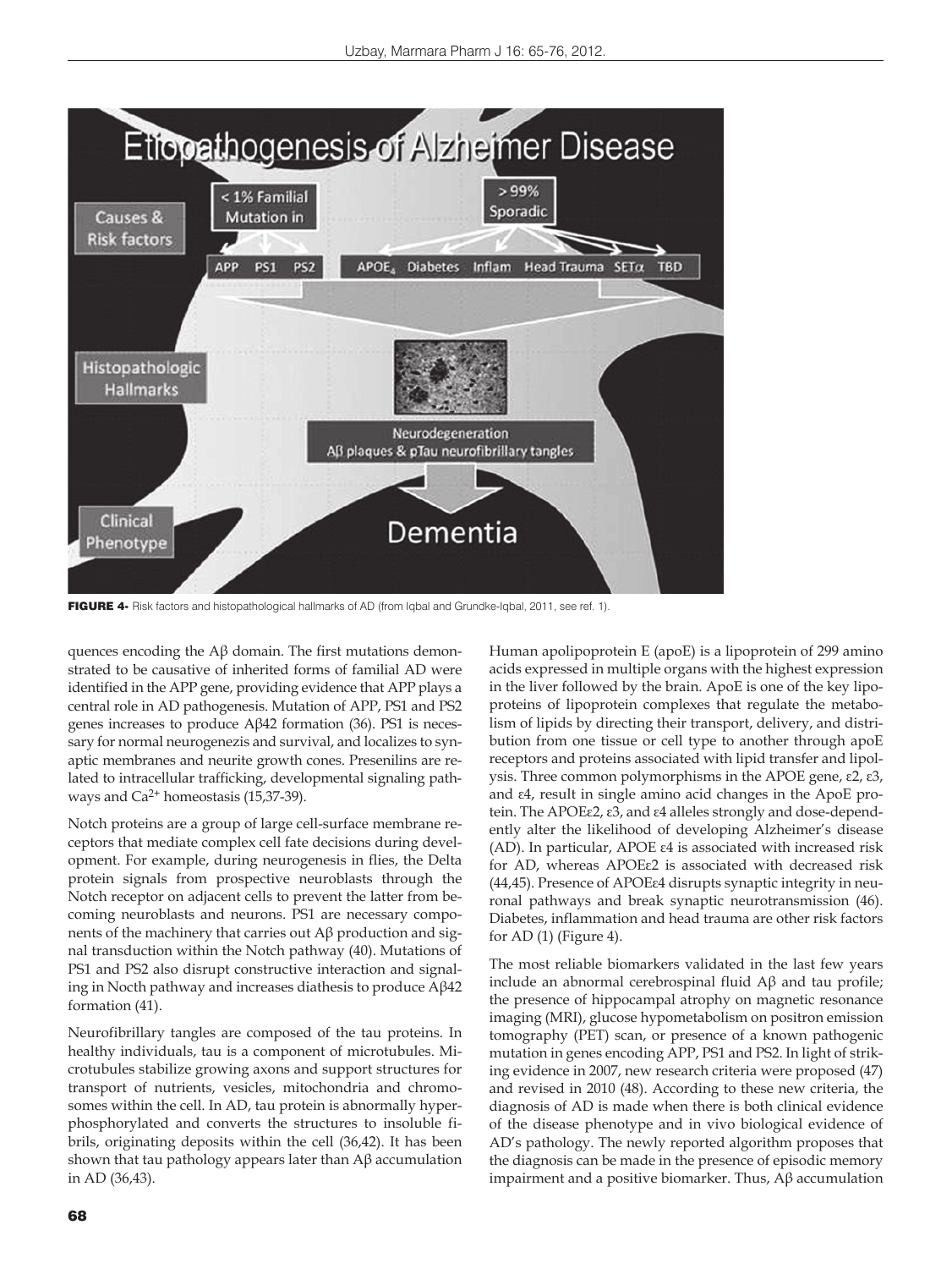FIGURE 4- Risk factors and histopathological hallmarks of AD (from Iqbal and Grundke-Iqbal, 2011, see ref. 1).

quences encoding the Aβ domain. The first mutations demonstrated to be causative of inherited forms of familial AD were identified in the APP gene, providing evidence that APP plays a central role in AD pathogenesis. Mutation of APP, PS1 and PS2 genes increases to produce Aβ42 formation (36). PS1 is necessary for normal neurogenezis and survival, and localizes to synaptic membranes and neurite growth cones. Presenilins are related to intracellular trafficking, developmental signaling pathways and $Ca^{2+}$ homeostasis (15,37-39).

Notch proteins are a group of large cell-surface membrane receptors that mediate complex cell fate decisions during development. For example, during neurogenesis in flies, the Delta protein signals from prospective neuroblasts through the Notch receptor on adjacent cells to prevent the latter from becoming neuroblasts and neurons. PS1 are necessary components of the machinery that carries out Aβ production and signal transduction within the Notch pathway (40). Mutations of PS1 and PS2 also disrupt constructive interaction and signaling in Nocth pathway and increases diathesis to produce Aβ42 formation (41).

Neurofibrillary tangles are composed of the tau proteins. In healthy individuals, tau is a component of microtubules. Microtubules stabilize growing axons and support structures for transport of nutrients, vesicles, mitochondria and chromosomes within the cell. In AD, tau protein is abnormally hyperphosphorylated and converts the structures to insoluble fibrils, originating deposits within the cell (36,42). It has been shown that tau pathology appears later than Aβ accumulation in AD (36,43).

Human apolipoprotein E (apoE) is a lipoprotein of 299 amino acids expressed in multiple organs with the highest expression in the liver followed by the brain. ApoE is one of the key lipoproteins of lipoprotein complexes that regulate the metabolism of lipids by directing their transport, delivery, and distribution from one tissue or cell type to another through apoE receptors and proteins associated with lipid transfer and lipolysis. Three common polymorphisms in the APOE gene, ε2, ε3, and ε4, result in single amino acid changes in the ApoE protein. The APOEε2, ε3, and ε4 alleles strongly and dose-dependently alter the likelihood of developing Alzheimer's disease (AD). In particular, APOE ε4 is associated with increased risk for AD, whereas APOEε2 is associated with decreased risk (44,45). Presence of APOEε4 disrupts synaptic integrity in neuronal pathways and break synaptic neurotransmission (46). Diabetes, inflammation and head trauma are other risk factors for AD (1) (Figure 4).

The most reliable biomarkers validated in the last few years include an abnormal cerebrospinal fluid Aβ and tau profile; the presence of hippocampal atrophy on magnetic resonance imaging (MRI), glucose hypometabolism on positron emission tomography (PET) scan, or presence of a known pathogenic mutation in genes encoding APP, PS1 and PS2. In light of striking evidence in 2007, new research criteria were proposed (47) and revised in 2010 (48). According to these new criteria, the diagnosis of AD is made when there is both clinical evidence of the disease phenotype and in vivo biological evidence of AD's pathology. The newly reported algorithm proposes that the diagnosis can be made in the presence of episodic memory impairment and a positive biomarker. Thus, Aβ accumulation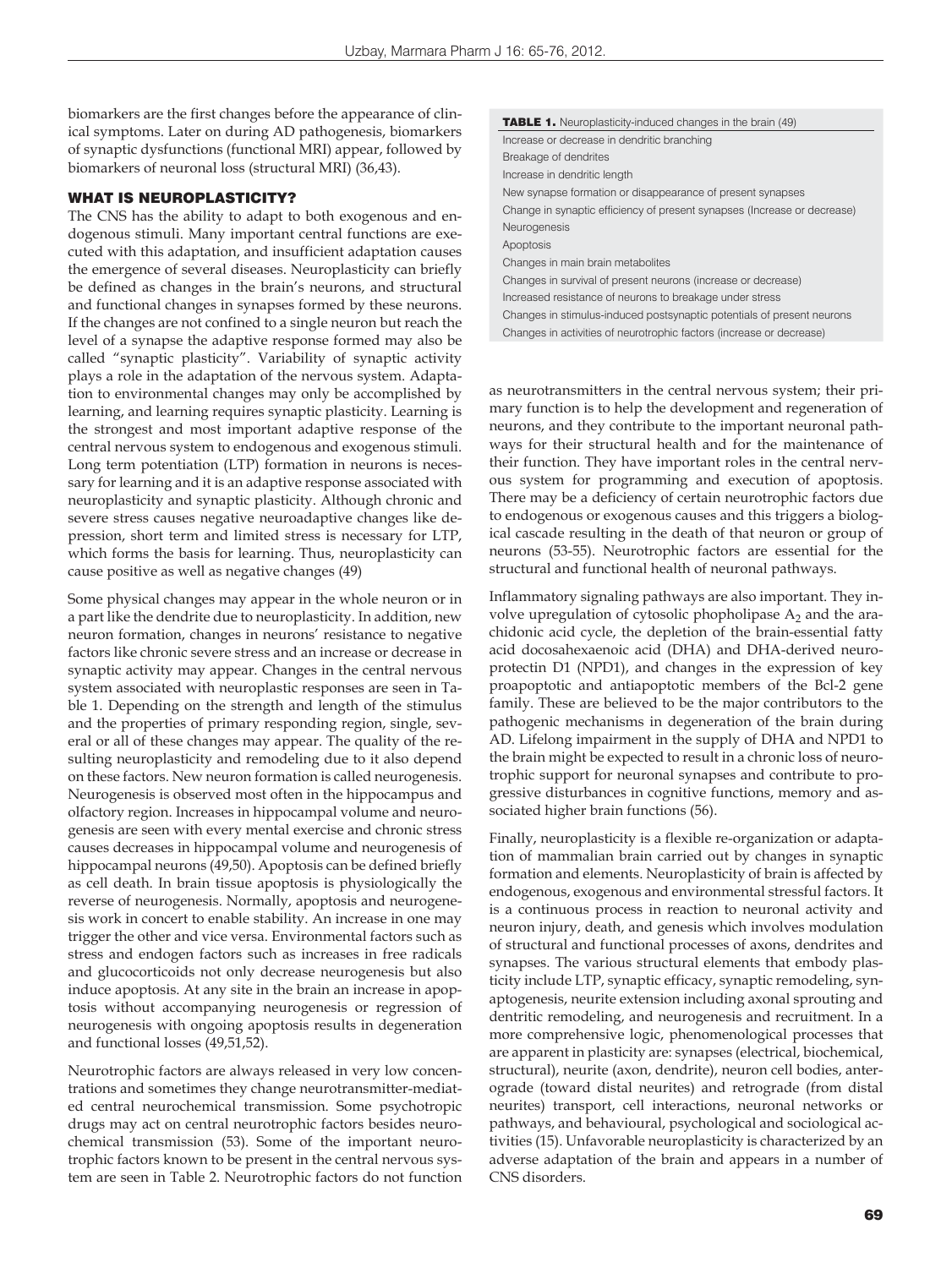biomarkers are the first changes before the appearance of clinical symptoms. Later on during AD pathogenesis, biomarkers of synaptic dysfunctions (functional MRI) appear, followed by biomarkers of neuronal loss (structural MRI) (36,43).

## WHAT IS NEUROPLASTICITY?

The CNS has the ability to adapt to both exogenous and endogenous stimuli. Many important central functions are executed with this adaptation, and insufficient adaptation causes the emergence of several diseases. Neuroplasticity can briefly be defined as changes in the brain's neurons, and structural and functional changes in synapses formed by these neurons. If the changes are not confined to a single neuron but reach the level of a synapse the adaptive response formed may also be called "synaptic plasticity". Variability of synaptic activity plays a role in the adaptation of the nervous system. Adaptation to environmental changes may only be accomplished by learning, and learning requires synaptic plasticity. Learning is the strongest and most important adaptive response of the central nervous system to endogenous and exogenous stimuli. Long term potentiation (LTP) formation in neurons is necessary for learning and it is an adaptive response associated with neuroplasticity and synaptic plasticity. Although chronic and severe stress causes negative neuroadaptive changes like depression, short term and limited stress is necessary for LTP, which forms the basis for learning. Thus, neuroplasticity can cause positive as well as negative changes (49)

Some physical changes may appear in the whole neuron or in a part like the dendrite due to neuroplasticity. In addition, new neuron formation, changes in neurons' resistance to negative factors like chronic severe stress and an increase or decrease in synaptic activity may appear. Changes in the central nervous system associated with neuroplastic responses are seen in Table 1. Depending on the strength and length of the stimulus and the properties of primary responding region, single, several or all of these changes may appear. The quality of the resulting neuroplasticity and remodeling due to it also depend on these factors. New neuron formation is called neurogenesis. Neurogenesis is observed most often in the hippocampus and olfactory region. Increases in hippocampal volume and neurogenesis are seen with every mental exercise and chronic stress causes decreases in hippocampal volume and neurogenesis of hippocampal neurons (49,50). Apoptosis can be defined briefly as cell death. In brain tissue apoptosis is physiologically the reverse of neurogenesis. Normally, apoptosis and neurogenesis work in concert to enable stability. An increase in one may trigger the other and vice versa. Environmental factors such as stress and endogen factors such as increases in free radicals and glucocorticoids not only decrease neurogenesis but also induce apoptosis. At any site in the brain an increase in apoptosis without accompanying neurogenesis or regression of neurogenesis with ongoing apoptosis results in degeneration and functional losses (49,51,52).

Neurotrophic factors are always released in very low concentrations and sometimes they change neurotransmitter-mediated central neurochemical transmission. Some psychotropic drugs may act on central neurotrophic factors besides neurochemical transmission (53). Some of the important neurotrophic factors known to be present in the central nervous system are seen in Table 2. Neurotrophic factors do not function as neurotransmitters in the central nervous system; their primary function is to help the development and regeneration of neurons, and they contribute to the important neuronal pathways for their structural health and for the maintenance of their function. They have important roles in the central nervous system for programming and execution of apoptosis. There may be a deficiency of certain neurotrophic factors due to endogenous or exogenous causes and this triggers a biological cascade resulting in the death of that neuron or group of neurons (53-55). Neurotrophic factors are essential for the structural and functional health of neuronal pathways.

| **TABLE 1.** Neuroplasticity-induced changes in the brain (49) |
|---|
| Increase or decrease in dendritic branching |
| Breakage of dendrites |
| Increase in dendritic length |
| New synapse formation or disappearance of present synapses |
| Change in synaptic efficiency of present synapses (Increase or decrease) |
| Neurogenesis |
| Apoptosis |
| Changes in main brain metabolites |
| Changes in survival of present neurons (increase or decrease) |
| Increased resistance of neurons to breakage under stress |
| Changes in stimulus-induced postsynaptic potentials of present neurons |
| Changes in activities of neurotrophic factors (increase or decrease) |

Inflammatory signaling pathways are also important. They involve upregulation of cytosolic phopholipase $A_2$ and the arachidonic acid cycle, the depletion of the brain-essential fatty acid docosahexaenoic acid (DHA) and DHA-derived neuroprotectin D1 (NPD1), and changes in the expression of key proapoptotic and antiapoptotic members of the Bcl-2 gene family. These are believed to be the major contributors to the pathogenic mechanisms in degeneration of the brain during AD. Lifelong impairment in the supply of DHA and NPD1 to the brain might be expected to result in a chronic loss of neurotrophic support for neuronal synapses and contribute to progressive disturbances in cognitive functions, memory and associated higher brain functions (56).

Finally, neuroplasticity is a flexible re-organization or adaptation of mammalian brain carried out by changes in synaptic formation and elements. Neuroplasticity of brain is affected by endogenous, exogenous and environmental stressful factors. It is a continuous process in reaction to neuronal activity and neuron injury, death, and genesis which involves modulation of structural and functional processes of axons, dendrites and synapses. The various structural elements that embody plasticity include LTP, synaptic efficacy, synaptic remodeling, synaptogenesis, neurite extension including axonal sprouting and dentritic remodeling, and neurogenesis and recruitment. In a more comprehensive logic, phenomenological processes that are apparent in plasticity are: synapses (electrical, biochemical, structural), neurite (axon, dendrite), neuron cell bodies, anterograde (toward distal neurites) and retrograde (from distal neurites) transport, cell interactions, neuronal networks or pathways, and behavioural, psychological and sociological activities (15). Unfavorable neuroplasticity is characterized by an adverse adaptation of the brain and appears in a number of CNS disorders.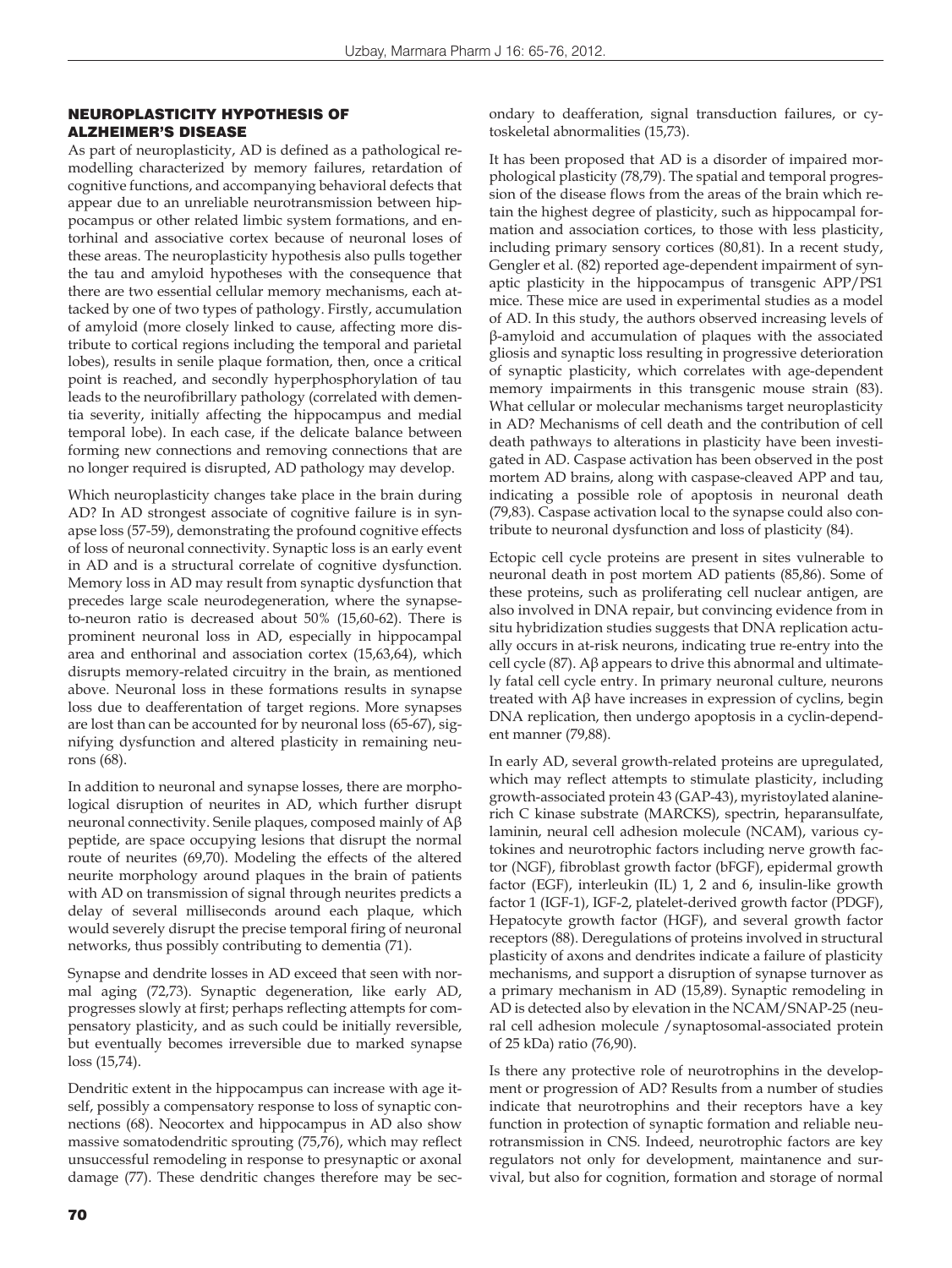## NEUROPLASTICITY HYPOTHESIS OF ALZHEIMER'S DISEASE

As part of neuroplasticity, AD is defined as a pathological remodelling characterized by memory failures, retardation of cognitive functions, and accompanying behavioral defects that appear due to an unreliable neurotransmission between hippocampus or other related limbic system formations, and entorhinal and associative cortex because of neuronal loses of these areas. The neuroplasticity hypothesis also pulls together the tau and amyloid hypotheses with the consequence that there are two essential cellular memory mechanisms, each attacked by one of two types of pathology. Firstly, accumulation of amyloid (more closely linked to cause, affecting more distribute to cortical regions including the temporal and parietal lobes), results in senile plaque formation, then, once a critical point is reached, and secondly hyperphosphorylation of tau leads to the neurofibrillary pathology (correlated with dementia severity, initially affecting the hippocampus and medial temporal lobe). In each case, if the delicate balance between forming new connections and removing connections that are no longer required is disrupted, AD pathology may develop.

Which neuroplasticity changes take place in the brain during AD? In AD strongest associate of cognitive failure is in synapse loss (57-59), demonstrating the profound cognitive effects of loss of neuronal connectivity. Synaptic loss is an early event in AD and is a structural correlate of cognitive dysfunction. Memory loss in AD may result from synaptic dysfunction that precedes large scale neurodegeneration, where the synapse-to-neuron ratio is decreased about 50% (15,60-62). There is prominent neuronal loss in AD, especially in hippocampal area and enthorinal and association cortex (15,63,64), which disrupts memory-related circuitry in the brain, as mentioned above. Neuronal loss in these formations results in synapse loss due to deafferentation of target regions. More synapses are lost than can be accounted for by neuronal loss (65-67), signifying dysfunction and altered plasticity in remaining neurons (68).

In addition to neuronal and synapse losses, there are morphological disruption of neurites in AD, which further disrupt neuronal connectivity. Senile plaques, composed mainly of Aβ peptide, are space occupying lesions that disrupt the normal route of neurites (69,70). Modeling the effects of the altered neurite morphology around plaques in the brain of patients with AD on transmission of signal through neurites predicts a delay of several milliseconds around each plaque, which would severely disrupt the precise temporal firing of neuronal networks, thus possibly contributing to dementia (71).

Synapse and dendrite losses in AD exceed that seen with normal aging (72,73). Synaptic degeneration, like early AD, progresses slowly at first; perhaps reflecting attempts for compensatory plasticity, and as such could be initially reversible, but eventually becomes irreversible due to marked synapse loss (15,74).

Dendritic extent in the hippocampus can increase with age itself, possibly a compensatory response to loss of synaptic connections (68). Neocortex and hippocampus in AD also show massive somatodendritic sprouting (75,76), which may reflect unsuccessful remodeling in response to presynaptic or axonal damage (77). These dendritic changes therefore may be secondary to deafferation, signal transduction failures, or cytoskeletal abnormalities (15,73).

It has been proposed that AD is a disorder of impaired morphological plasticity (78,79). The spatial and temporal progression of the disease flows from the areas of the brain which retain the highest degree of plasticity, such as hippocampal formation and association cortices, to those with less plasticity, including primary sensory cortices (80,81). In a recent study, Gengler et al. (82) reported age-dependent impairment of synaptic plasticity in the hippocampus of transgenic APP/PS1 mice. These mice are used in experimental studies as a model of AD. In this study, the authors observed increasing levels of β-amyloid and accumulation of plaques with the associated gliosis and synaptic loss resulting in progressive deterioration of synaptic plasticity, which correlates with age-dependent memory impairments in this transgenic mouse strain (83). What cellular or molecular mechanisms target neuroplasticity in AD? Mechanisms of cell death and the contribution of cell death pathways to alterations in plasticity have been investigated in AD. Caspase activation has been observed in the post mortem AD brains, along with caspase-cleaved APP and tau, indicating a possible role of apoptosis in neuronal death (79,83). Caspase activation local to the synapse could also contribute to neuronal dysfunction and loss of plasticity (84).

Ectopic cell cycle proteins are present in sites vulnerable to neuronal death in post mortem AD patients (85,86). Some of these proteins, such as proliferating cell nuclear antigen, are also involved in DNA repair, but convincing evidence from in situ hybridization studies suggests that DNA replication actually occurs in at-risk neurons, indicating true re-entry into the cell cycle (87). Aβ appears to drive this abnormal and ultimately fatal cell cycle entry. In primary neuronal culture, neurons treated with Aβ have increases in expression of cyclins, begin DNA replication, then undergo apoptosis in a cyclin-dependent manner (79,88).

In early AD, several growth-related proteins are upregulated, which may reflect attempts to stimulate plasticity, including growth-associated protein 43 (GAP-43), myristoylated alanine-rich C kinase substrate (MARCKS), spectrin, heparansulfate, laminin, neural cell adhesion molecule (NCAM), various cytokines and neurotrophic factors including nerve growth factor (NGF), fibroblast growth factor (bFGF), epidermal growth factor (EGF), interleukin (IL) 1, 2 and 6, insulin-like growth factor 1 (IGF-1), IGF-2, platelet-derived growth factor (PDGF), Hepatocyte growth factor (HGF), and several growth factor receptors (88). Deregulations of proteins involved in structural plasticity of axons and dendrites indicate a failure of plasticity mechanisms, and support a disruption of synapse turnover as a primary mechanism in AD (15,89). Synaptic remodeling in AD is detected also by elevation in the NCAM/SNAP-25 (neural cell adhesion molecule /synaptosomal-associated protein of 25 kDa) ratio (76,90).

Is there any protective role of neurotrophins in the development or progression of AD? Results from a number of studies indicate that neurotrophins and their receptors have a key function in protection of synaptic formation and reliable neurotransmission in CNS. Indeed, neurotrophic factors are key regulators not only for development, maintanence and survival, but also for cognition, formation and storage of normal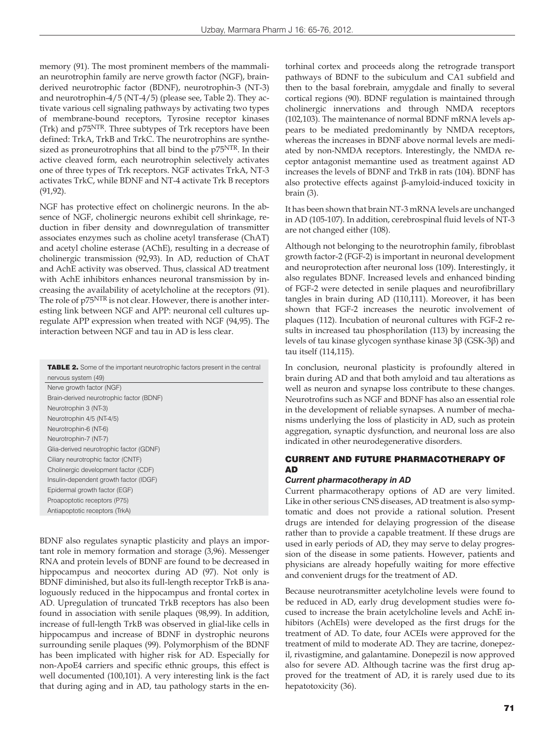memory (91). The most prominent members of the mammalian neurotrophin family are nerve growth factor (NGF), brain-derived neurotrophic factor (BDNF), neurotrophin-3 (NT-3) and neurotrophin-4/5 (NT-4/5) (please see, Table 2). They activate various cell signaling pathways by activating two types of membrane-bound receptors, Tyrosine receptor kinases (Trk) and $p75^{NTR}$. Three subtypes of Trk receptors have been defined: TrkA, TrkB and TrkC. The neurotrophins are synthesized as proneurotrophins that all bind to the $p75^{NTR}$. In their active cleaved form, each neurotrophin selectively activates one of three types of Trk receptors. NGF activates TrkA, NT-3 activates TrkC, while BDNF and NT-4 activate Trk B receptors (91,92).

NGF has protective effect on cholinergic neurons. In the absence of NGF, cholinergic neurons exhibit cell shrinkage, reduction in fiber density and downregulation of transmitter associates enzymes such as choline acetyl transferase (ChAT) and acetyl choline esterase (AChE), resulting in a decrease of cholinergic transmission (92,93). In AD, reduction of ChAT and AchE activity was observed. Thus, classical AD treatment with AchE inhibitors enhances neuronal transmission by increasing the availability of acetylcholine at the receptors (91). The role of $p75^{NTR}$ is not clear. However, there is another interesting link between NGF and APP: neuronal cell cultures upregulate APP expression when treated with NGF (94,95). The interaction between NGF and tau in AD is less clear.

| **TABLE 2.** Some of the important neurotrophic factors present in the central nervous system (49) |
|---|
| Nerve growth factor (NGF) |
| Brain-derived neurotrophic factor (BDNF) |
| Neurotrophin 3 (NT-3) |
| Neurotrophin 4/5 (NT-4/5) |
| Neurotrophin-6 (NT-6) |
| Neurotrophin-7 (NT-7) |
| Glia-derived neurotrophic factor (GDNF) |
| Ciliary neurotrophic factor (CNTF) |
| Cholinergic development factor (CDF) |
| Insulin-dependent growth factor (IDGF) |
| Epidermal growth factor (EGF) |
| Proapoptotic receptors (P75) |
| Antiapoptotic receptors (TrkA) |

BDNF also regulates synaptic plasticity and plays an important role in memory formation and storage (3,96). Messenger RNA and protein levels of BDNF are found to be decreased in hippocampus and neocortex during AD (97). Not only is BDNF diminished, but also its full-length receptor TrkB is analoguously reduced in the hippocampus and frontal cortex in AD. Upregulation of truncated TrkB receptors has also been found in association with senile plaques (98,99). In addition, increase of full-length TrkB was observed in glial-like cells in hippocampus and increase of BDNF in dystrophic neurons surrounding senile plaques (99). Polymorphism of the BDNF has been implicated with higher risk for AD. Especially for non-ApoE4 carriers and specific ethnic groups, this effect is well documented (100,101). A very interesting link is the fact that during aging and in AD, tau pathology starts in the entorhinal cortex and proceeds along the retrograde transport pathways of BDNF to the subiculum and CA1 subfield and then to the basal forebrain, amygdale and finally to several cortical regions (90). BDNF regulation is maintained through cholinergic innervations and through NMDA receptors (102,103). The maintenance of normal BDNF mRNA levels appears to be mediated predominantly by NMDA receptors, whereas the increases in BDNF above normal levels are mediated by non-NMDA receptors. Interestingly, the NMDA receptor antagonist memantine used as treatment against AD increases the levels of BDNF and TrkB in rats (104). BDNF has also protective effects against β-amyloid-induced toxicity in brain (3).

It has been shown that brain NT-3 mRNA levels are unchanged in AD (105-107). In addition, cerebrospinal fluid levels of NT-3 are not changed either (108).

Although not belonging to the neurotrophin family, fibroblast growth factor-2 (FGF-2) is important in neuronal development and neuroprotection after neuronal loss (109). Interestingly, it also regulates BDNF. Increased levels and enhanced binding of FGF-2 were detected in senile plaques and neurofibrillary tangles in brain during AD (110,111). Moreover, it has been shown that FGF-2 increases the neurotic involvement of plaques (112). Incubation of neuronal cultures with FGF-2 results in increased tau phosphorilation (113) by increasing the levels of tau kinase glycogen synthase kinase 3β (GSK-3β) and tau itself (114,115).

In conclusion, neuronal plasticity is profoundly altered in brain during AD and that both amyloid and tau alterations as well as neuron and synapse loss contribute to these changes. Neurotrofins such as NGF and BDNF has also an essential role in the development of reliable synapses. A number of mechanisms underlying the loss of plasticity in AD, such as protein aggregation, synaptic dysfunction, and neuronal loss are also indicated in other neurodegenerative disorders.

## CURRENT AND FUTURE PHARMACOTHERAPY OF AD

### *Current pharmacotherapy in AD*

Current pharmacotherapy options of AD are very limited. Like in other serious CNS diseases, AD treatment is also symptomatic and does not provide a rational solution. Present drugs are intended for delaying progression of the disease rather than to provide a capable treatment. If these drugs are used in early periods of AD, they may serve to delay progression of the disease in some patients. However, patients and physicians are already hopefully waiting for more effective and convenient drugs for the treatment of AD.

Because neurotransmitter acetylcholine levels were found to be reduced in AD, early drug development studies were focused to increase the brain acetylcholine levels and AchE inhibitors (AchEIs) were developed as the first drugs for the treatment of AD. To date, four ACEIs were approved for the treatment of mild to moderate AD. They are tacrine, donepezil, rivastigmine, and galantamine. Donepezil is now approved also for severe AD. Although tacrine was the first drug approved for the treatment of AD, it is rarely used due to its hepatotoxicity (36).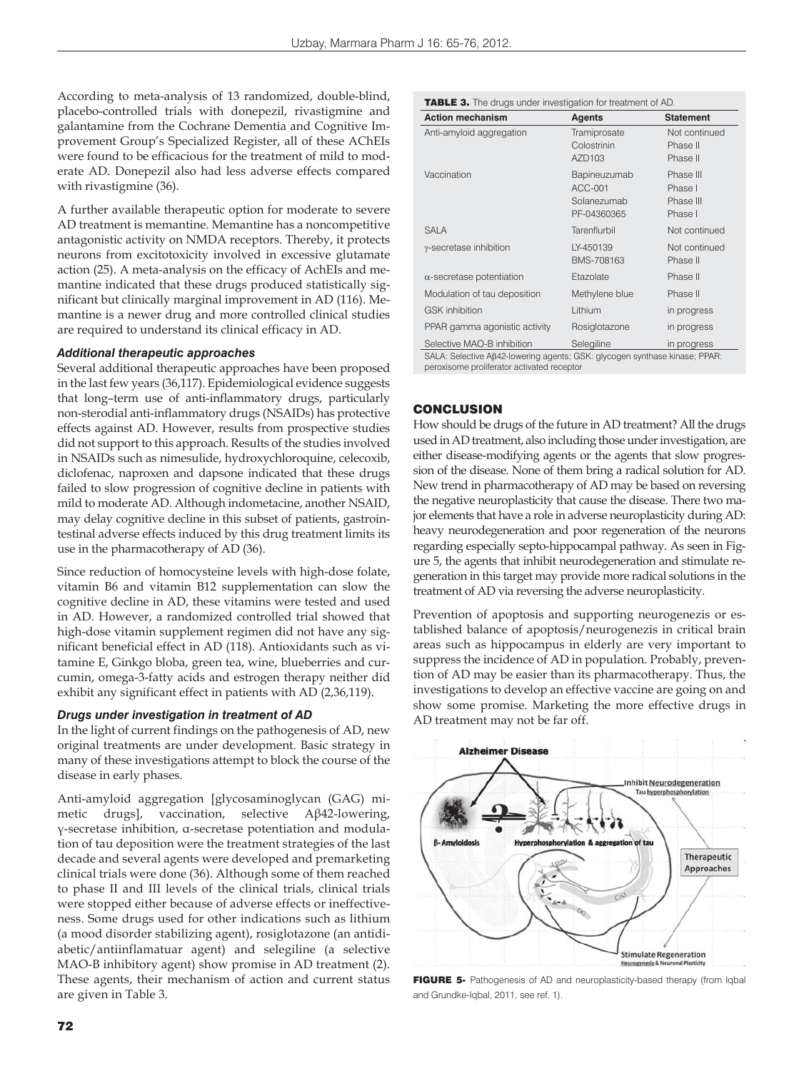According to meta-analysis of 13 randomized, double-blind, placebo-controlled trials with donepezil, rivastigmine and galantamine from the Cochrane Dementia and Cognitive Improvement Group's Specialized Register, all of these AChEIs were found to be efficacious for the treatment of mild to moderate AD. Donepezil also had less adverse effects compared with rivastigmine (36).

A further available therapeutic option for moderate to severe AD treatment is memantine. Memantine has a noncompetitive antagonistic activity on NMDA receptors. Thereby, it protects neurons from excitotoxicity involved in excessive glutamate action (25). A meta-analysis on the efficacy of AchEIs and memantine indicated that these drugs produced statistically significant but clinically marginal improvement in AD (116). Memantine is a newer drug and more controlled clinical studies are required to understand its clinical efficacy in AD.

### *Additional therapeutic approaches*

Several additional therapeutic approaches have been proposed in the last few years (36,117). Epidemiological evidence suggests that long–term use of anti-inflammatory drugs, particularly non-sterodial anti-inflammatory drugs (NSAIDs) has protective effects against AD. However, results from prospective studies did not support to this approach. Results of the studies involved in NSAIDs such as nimesulide, hydroxychloroquine, celecoxib, diclofenac, naproxen and dapsone indicated that these drugs failed to slow progression of cognitive decline in patients with mild to moderate AD. Although indometacine, another NSAID, may delay cognitive decline in this subset of patients, gastrointestinal adverse effects induced by this drug treatment limits its use in the pharmacotherapy of AD (36).

Since reduction of homocysteine levels with high-dose folate, vitamin B6 and vitamin B12 supplementation can slow the cognitive decline in AD, these vitamins were tested and used in AD. However, a randomized controlled trial showed that high-dose vitamin supplement regimen did not have any significant beneficial effect in AD (118). Antioxidants such as vitamine E, Ginkgo bloba, green tea, wine, blueberries and curcumin, omega-3-fatty acids and estrogen therapy neither did exhibit any significant effect in patients with AD (2,36,119).

### *Drugs under investigation in treatment of AD*

In the light of current findings on the pathogenesis of AD, new original treatments are under development. Basic strategy in many of these investigations attempt to block the course of the disease in early phases.

Anti-amyloid aggregation [glycosaminoglycan (GAG) mimetic drugs], vaccination, selective Aβ42-lowering, γ-secretase inhibition, α-secretase potentiation and modulation of tau deposition were the treatment strategies of the last decade and several agents were developed and premarketing clinical trials were done (36). Although some of them reached to phase II and III levels of the clinical trials, clinical trials were stopped either because of adverse effects or ineffectiveness. Some drugs used for other indications such as lithium (a mood disorder stabilizing agent), rosiglotazone (an antidiabetic/antiinflamatuar agent) and selegiline (a selective MAO-B inhibitory agent) show promise in AD treatment (2). These agents, their mechanism of action and current status are given in Table 3.

**TABLE 3.** The drugs under investigation for treatment of AD.

| Action mechanism | Agents | Statement |
|---|---|---|
| Anti-amyloid aggregation | Tramiprosate<br>Colostrinin<br>AZD103 | Not continued<br>Phase II<br>Phase II |
| Vaccination | Bapineuzumab<br>ACC-001<br>Solanezumab<br>PF-04360365 | Phase III<br>Phase I<br>Phase III<br>Phase I |
| SALA | Tarenflurbil | Not continued |
| γ-secretase inhibition | LY-450139<br>BMS-708163 | Not continued<br>Phase II |
| α-secretase potentiation | Etazolate | Phase II |
| Modulation of tau deposition | Methylene blue | Phase II |
| GSK inhibition | Lithium | in progress |
| PPAR gamma agonistic activity | Rosiglotazone | in progress |
| Selective MAO-B inhibition | Selegiline | in progress |

SALA: Selective Aβ42-lowering agents; GSK: glycogen synthase kinase; PPAR: peroxisome proliferator activated receptor

## CONCLUSION

How should be drugs of the future in AD treatment? All the drugs used in AD treatment, also including those under investigation, are either disease-modifying agents or the agents that slow progression of the disease. None of them bring a radical solution for AD. New trend in pharmacotherapy of AD may be based on reversing the negative neuroplasticity that cause the disease. There two major elements that have a role in adverse neuroplasticity during AD: heavy neurodegeneration and poor regeneration of the neurons regarding especially septo-hippocampal pathway. As seen in Figure 5, the agents that inhibit neurodegeneration and stimulate regeneration in this target may provide more radical solutions in the treatment of AD via reversing the adverse neuroplasticity.

Prevention of apoptosis and supporting neurogenezis or established balance of apoptosis/neurogenezis in critical brain areas such as hippocampus in elderly are very important to suppress the incidence of AD in population. Probably, prevention of AD may be easier than its pharmacotherapy. Thus, the investigations to develop an effective vaccine are going on and show some promise. Marketing the more effective drugs in AD treatment may not be far off.

**FIGURE 5-** Pathogenesis of AD and neuroplasticity-based therapy (from Iqbal and Grundke-Iqbal, 2011, see ref. 1).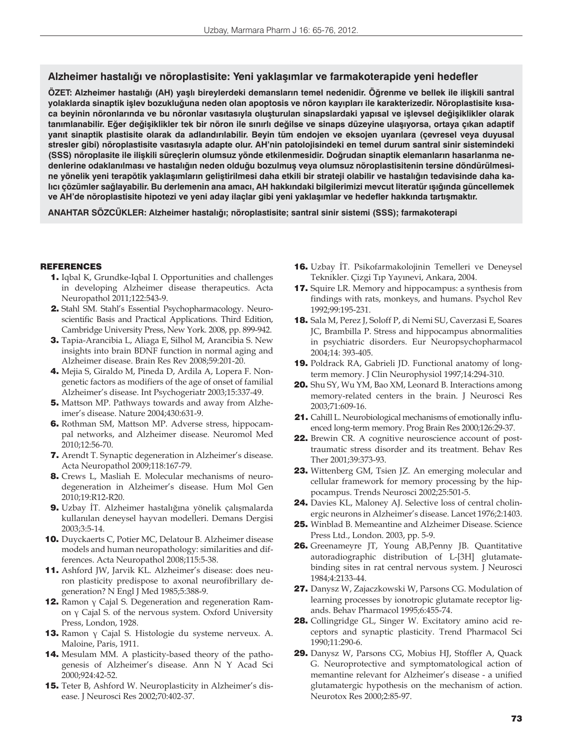## Alzheimer hastalığı ve nöroplastisite: Yeni yaklaşımlar ve farmakoterapide yeni hedefler

**ÖZET: Alzheimer hastalığı (AH) yaşlı bireylerdeki demansların temel nedenidir. Öğrenme ve bellek ile ilişkili santral yolaklarda sinaptik işlev bozukluğuna neden olan apoptosis ve nöron kayıpları ile karakterizedir. Nöroplastisite kısaca beyinin nöronlarında ve bu nöronlar vasıtasıyla oluşturulan sinapslardaki yapısal ve işlevsel değişiklikler olarak tanımlanabilir. Eğer değişiklikler tek bir nöron ile sınırlı değilse ve sinaps düzeyine ulaşıyorsa, ortaya çıkan adaptif yanıt sinaptik plastisite olarak da adlandırılabilir. Beyin tüm endojen ve eksojen uyarılara (çevresel veya duyusal stresler gibi) nöroplastisite vasıtasıyla adapte olur. AH'nin patolojisindeki en temel durum santral sinir sistemindeki (SSS) nöroplasite ile ilişkili süreçlerin olumsuz yönde etkilenmesidir. Doğrudan sinaptik elemanların hasarlanma nedenlerine odaklanılması ve hastalığın neden olduğu bozulmuş veya olumsuz nöroplastisitenin tersine döndürülmesine yönelik yeni terapötik yaklaşımların geliştirilmesi daha etkili bir strateji olabilir ve hastalığın tedavisinde daha kalıcı çözümler sağlayabilir. Bu derlemenin ana amacı, AH hakkındaki bilgilerimizi mevcut literatür ışığında güncellemek ve AH'de nöroplastisite hipotezi ve yeni aday ilaçlar gibi yeni yaklaşımlar ve hedefler hakkında tartışmaktır.**

**ANAHTAR SÖZCÜKLER: Alzheimer hastalığı; nöroplastisite; santral sinir sistemi (SSS); farmakoterapi**

## REFERENCES

1. Iqbal K, Grundke-Iqbal I. Opportunities and challenges in developing Alzheimer disease therapeutics. Acta Neuropathol 2011;122:543-9.
2. Stahl SM. Stahl's Essential Psychopharmacology. Neuroscientific Basis and Practical Applications. Third Edition, Cambridge University Press, New York. 2008, pp. 899-942.
3. Tapia-Arancibia L, Aliaga E, Silhol M, Arancibia S. New insights into brain BDNF function in normal aging and Alzheimer disease. Brain Res Rev 2008;59:201-20.
4. Mejia S, Giraldo M, Pineda D, Ardila A, Lopera F. Nongenetic factors as modifiers of the age of onset of familial Alzheimer's disease. Int Psychogeriatr 2003;15:337-49.
5. Mattson MP. Pathways towards and away from Alzheimer's disease. Nature 2004;430:631-9.
6. Rothman SM, Mattson MP. Adverse stress, hippocampal networks, and Alzheimer disease. Neuromol Med 2010;12:56-70.
7. Arendt T. Synaptic degeneration in Alzheimer's disease. Acta Neuropathol 2009;118:167-79.
8. Crews L, Masliah E. Molecular mechanisms of neurodegeneration in Alzheimer's disease. Hum Mol Gen 2010;19:R12-R20.
9. Uzbay İT. Alzheimer hastalığına yönelik çalışmalarda kullanılan deneysel hayvan modelleri. Demans Dergisi 2003;3:5-14.
10. Duyckaerts C, Potier MC, Delatour B. Alzheimer disease models and human neuropathology: similarities and differences. Acta Neuropathol 2008;115:5-38.
11. Ashford JW, Jarvik KL. Alzheimer's disease: does neuron plasticity predispose to axonal neurofibrillary degeneration? N Engl J Med 1985;5:388-9.
12. Ramon γ Cajal S. Degeneration and regeneration Ramon γ Cajal S. of the nervous system. Oxford University Press, London, 1928.
13. Ramon γ Cajal S. Histologie du systeme nerveux. A. Maloine, Paris, 1911.
14. Mesulam MM. A plasticity-based theory of the pathogenesis of Alzheimer's disease. Ann N Y Acad Sci 2000;924:42-52.
15. Teter B, Ashford W. Neuroplasticity in Alzheimer's disease. J Neurosci Res 2002;70:402-37.
16. Uzbay İT. Psikofarmakolojinin Temelleri ve Deneysel Teknikler. Çizgi Tıp Yayınevi, Ankara, 2004.
17. Squire LR. Memory and hippocampus: a synthesis from findings with rats, monkeys, and humans. Psychol Rev 1992;99:195-231.
18. Sala M, Perez J, Soloff P, di Nemi SU, Caverzasi E, Soares JC, Brambilla P. Stress and hippocampus abnormalities in psychiatric disorders. Eur Neuropsychopharmacol 2004;14: 393-405.
19. Poldrack RA, Gabrieli JD. Functional anatomy of long-term memory. J Clin Neurophysiol 1997;14:294-310.
20. Shu SY, Wu YM, Bao XM, Leonard B. Interactions among memory-related centers in the brain. J Neurosci Res 2003;71:609-16.
21. Cahill L. Neurobiological mechanisms of emotionally influenced long-term memory. Prog Brain Res 2000;126:29-37.
22. Brewin CR. A cognitive neuroscience account of post-traumatic stress disorder and its treatment. Behav Res Ther 2001;39:373-93.
23. Wittenberg GM, Tsien JZ. An emerging molecular and cellular framework for memory processing by the hippocampus. Trends Neurosci 2002;25:501-5.
24. Davies KL, Maloney AJ. Selective loss of central cholinergic neurons in Alzheimer's disease. Lancet 1976;2:1403.
25. Winblad B. Memeantine and Alzheimer Disease. Science Press Ltd., London. 2003, pp. 5-9.
26. Greenameyre JT, Young AB,Penny JB. Quantitative autoradiographic distribution of L-[3H] glutamate-binding sites in rat central nervous system. J Neurosci 1984;4:2133-44.
27. Danysz W, Zajaczkowski W, Parsons CG. Modulation of learning processes by ionotropic glutamate receptor ligands. Behav Pharmacol 1995;6:455-74.
28. Collingridge GL, Singer W. Excitatory amino acid receptors and synaptic plasticity. Trend Pharmacol Sci 1990;11:290-6.
29. Danysz W, Parsons CG, Mobius HJ, Stoffler A, Quack G. Neuroprotective and symptomatological action of memantine relevant for Alzheimer's disease - a unified glutamatergic hypothesis on the mechanism of action. Neurotox Res 2000;2:85-97.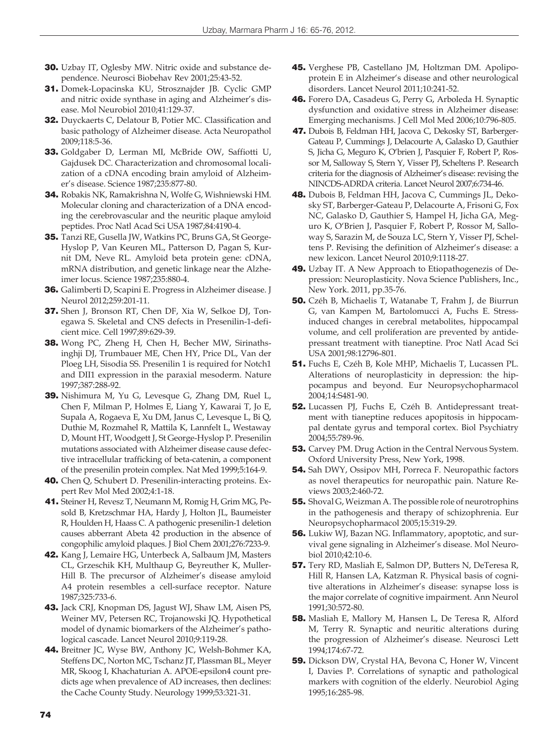30. Uzbay IT, Oglesby MW. Nitric oxide and substance dependence. Neurosci Biobehav Rev 2001;25:43-52.
31. Domek-Lopacinska KU, Strosznajder JB. Cyclic GMP and nitric oxide synthase in aging and Alzheimer's disease. Mol Neurobiol 2010;41:129-37.
32. Duyckaerts C, Delatour B, Potier MC. Classification and basic pathology of Alzheimer disease. Acta Neuropathol 2009;118:5-36.
33. Goldgaber D, Lerman MI, McBride OW, Saffiotti U, Gajdusek DC. Characterization and chromosomal localization of a cDNA encoding brain amyloid of Alzheimer's disease. Science 1987;235:877-80.
34. Robakis NK, Ramakrishna N, Wolfe G, Wishniewski HM. Molecular cloning and characterization of a DNA encoding the cerebrovascular and the neuritic plaque amyloid peptides. Proc Natl Acad Sci USA 1987;84:4190-4.
35. Tanzi RE, Gusella JW, Watkins PC, Bruns GA, St George-Hyslop P, Van Keuren ML, Patterson D, Pagan S, Kurnit DM, Neve RL. Amyloid beta protein gene: cDNA, mRNA distribution, and genetic linkage near the Alzheimer locus. Science 1987;235:880-4.
36. Galimberti D, Scapini E. Progress in Alzheimer disease. J Neurol 2012;259:201-11.
37. Shen J, Bronson RT, Chen DF, Xia W, Selkoe DJ, Tonegawa S. Skeletal and CNS defects in Presenilin-1-deficient mice. Cell 1997;89:629-39.
38. Wong PC, Zheng H, Chen H, Becher MW, Sirinathsinghji DJ, Trumbauer ME, Chen HY, Price DL, Van der Ploeg LH, Sisodia SS. Presenilin 1 is required for Notch1 and DII1 expression in the paraxial mesoderm. Nature 1997;387:288-92.
39. Nishimura M, Yu G, Levesque G, Zhang DM, Ruel L, Chen F, Milman P, Holmes E, Liang Y, Kawarai T, Jo E, Supala A, Rogaeva E, Xu DM, Janus C, Levesque L, Bi Q, Duthie M, Rozmahel R, Mattila K, Lannfelt L, Westaway D, Mount HT, Woodgett J, St George-Hyslop P. Presenilin mutations associated with Alzheimer disease cause defective intracellular trafficking of beta-catenin, a component of the presenilin protein complex. Nat Med 1999;5:164-9.
40. Chen Q, Schubert D. Presenilin-interacting proteins. Expert Rev Mol Med 2002;4:1-18.
41. Steiner H, Revesz T, Neumann M, Romig H, Grim MG, Pesold B, Kretzschmar HA, Hardy J, Holton JL, Baumeister R, Houlden H, Haass C. A pathogenic presenilin-1 deletion causes abberrant Abeta 42 production in the absence of congophilic amyloid plaques. J Biol Chem 2001;276:7233-9.
42. Kang J, Lemaire HG, Unterbeck A, Salbaum JM, Masters CL, Grzeschik KH, Multhaup G, Beyreuther K, Muller-Hill B. The precursor of Alzheimer's disease amyloid A4 protein resembles a cell-surface receptor. Nature 1987;325:733-6.
43. Jack CRJ, Knopman DS, Jagust WJ, Shaw LM, Aisen PS, Weiner MV, Petersen RC, Trojanowski JQ. Hypothetical model of dynamic biomarkers of the Alzheimer's pathological cascade. Lancet Neurol 2010;9:119-28.
44. Breitner JC, Wyse BW, Anthony JC, Welsh-Bohmer KA, Steffens DC, Norton MC, Tschanz JT, Plassman BL, Meyer MR, Skoog I, Khachaturian A. APOE-epsilon4 count predicts age when prevalence of AD increases, then declines: the Cache County Study. Neurology 1999;53:321-31.
45. Verghese PB, Castellano JM, Holtzman DM. Apolipoprotein E in Alzheimer's disease and other neurological disorders. Lancet Neurol 2011;10:241-52.
46. Forero DA, Casadeus G, Perry G, Arboleda H. Synaptic dysfunction and oxidative stress in Alzheimer disease: Emerging mechanisms. J Cell Mol Med 2006;10:796-805.
47. Dubois B, Feldman HH, Jacova C, Dekosky ST, Barberger-Gateau P, Cummings J, Delacourte A, Galasko D, Gauthier S, Jicha G, Meguro K, O'brien J, Pasquier F, Robert P, Rossor M, Salloway S, Stern Y, Visser PJ, Scheltens P. Research criteria for the diagnosis of Alzheimer's disease: revising the NINCDS-ADRDA criteria. Lancet Neurol 2007;6:734-46.
48. Dubois B, Feldman HH, Jacova C, Cummings JL, Dekosky ST, Barberger-Gateau P, Delacourte A, Frisoni G, Fox NC, Galasko D, Gauthier S, Hampel H, Jicha GA, Meguro K, O'Brien J, Pasquier F, Robert P, Rossor M, Salloway S, Sarazin M, de Souza LC, Stern Y, Visser PJ, Scheltens P. Revising the definition of Alzheimer's disease: a new lexicon. Lancet Neurol 2010;9:1118-27.
49. Uzbay IT. A New Approach to Etiopathogenezis of Depression: Neuroplasticity. Nova Science Publishers, Inc., New York. 2011, pp.35-76.
50. Czéh B, Michaelis T, Watanabe T, Frahm J, de Biurrun G, van Kampen M, Bartolomucci A, Fuchs E. Stress-induced changes in cerebral metabolites, hippocampal volume, and cell proliferation are prevented by antidepressant treatment with tianeptine. Proc Natl Acad Sci USA 2001;98:12796-801.
51. Fuchs E, Czéh B, Kole MHP, Michaelis T, Lucassen PL. Alterations of neuroplasticity in depression: the hippocampus and beyond. Eur Neuropsychopharmacol 2004;14:S481-90.
52. Lucassen PJ, Fuchs E, Czéh B. Antidepressant treatment with tianeptine reduces apopitosis in hippocampal dentate gyrus and temporal cortex. Biol Psychiatry 2004;55:789-96.
53. Carvey PM. Drug Action in the Central Nervous System. Oxford University Press, New York, 1998.
54. Sah DWY, Ossipov MH, Porreca F. Neuropathic factors as novel therapeutics for neuropathic pain. Nature Reviews 2003;2:460-72.
55. Shoval G, Weizman A. The possible role of neurotrophins in the pathogenesis and therapy of schizophrenia. Eur Neuropsychopharmacol 2005;15:319-29.
56. Lukiw WJ, Bazan NG. Inflammatory, apoptotic, and survival gene signaling in Alzheimer's disease. Mol Neurobiol 2010;42:10-6.
57. Tery RD, Masliah E, Salmon DP, Butters N, DeTeresa R, Hill R, Hansen LA, Katzman R. Physical basis of cognitive alterations in Alzheimer's disease: synapse loss is the major correlate of cognitive impairment. Ann Neurol 1991;30:572-80.
58. Masliah E, Mallory M, Hansen L, De Teresa R, Alford M, Terry R. Synaptic and neuritic alterations during the progression of Alzheimer's disease. Neurosci Lett 1994;174:67-72.
59. Dickson DW, Crystal HA, Bevona C, Honer W, Vincent I, Davies P. Correlations of synaptic and pathological markers with cognition of the elderly. Neurobiol Aging 1995;16:285-98.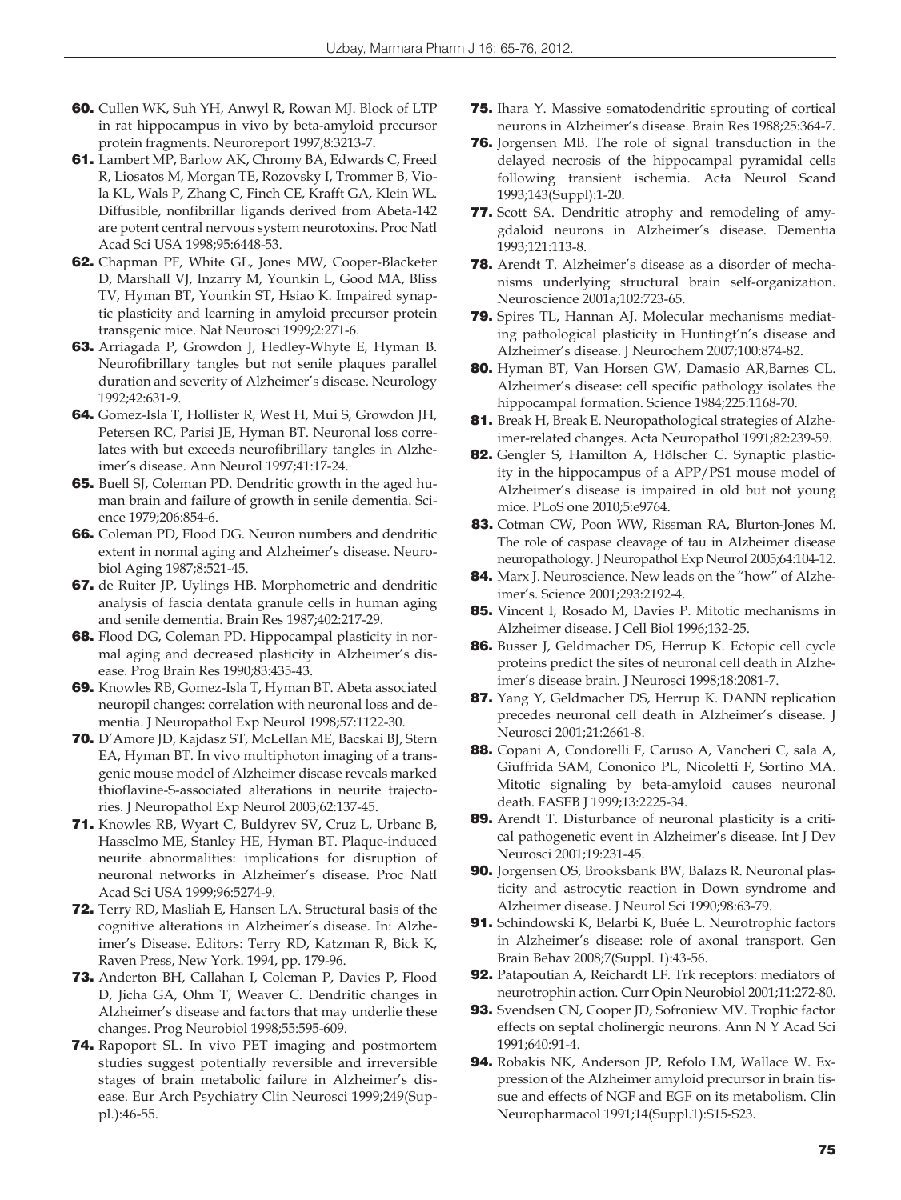60. Cullen WK, Suh YH, Anwyl R, Rowan MJ. Block of LTP in rat hippocampus in vivo by beta-amyloid precursor protein fragments. Neuroreport 1997;8:3213-7.
61. Lambert MP, Barlow AK, Chromy BA, Edwards C, Freed R, Liosatos M, Morgan TE, Rozovsky I, Trommer B, Viola KL, Wals P, Zhang C, Finch CE, Krafft GA, Klein WL. Diffusible, nonfibrillar ligands derived from Abeta-142 are potent central nervous system neurotoxins. Proc Natl Acad Sci USA 1998;95:6448-53.
62. Chapman PF, White GL, Jones MW, Cooper-Blacketer D, Marshall VJ, Inzarry M, Younkin L, Good MA, Bliss TV, Hyman BT, Younkin ST, Hsiao K. Impaired synaptic plasticity and learning in amyloid precursor protein transgenic mice. Nat Neurosci 1999;2:271-6.
63. Arriagada P, Growdon J, Hedley-Whyte E, Hyman B. Neurofibrillary tangles but not senile plaques parallel duration and severity of Alzheimer's disease. Neurology 1992;42:631-9.
64. Gomez-Isla T, Hollister R, West H, Mui S, Growdon JH, Petersen RC, Parisi JE, Hyman BT. Neuronal loss correlates with but exceeds neurofibrillary tangles in Alzheimer's disease. Ann Neurol 1997;41:17-24.
65. Buell SJ, Coleman PD. Dendritic growth in the aged human brain and failure of growth in senile dementia. Science 1979;206:854-6.
66. Coleman PD, Flood DG. Neuron numbers and dendritic extent in normal aging and Alzheimer's disease. Neurobiol Aging 1987;8:521-45.
67. de Ruiter JP, Uylings HB. Morphometric and dendritic analysis of fascia dentata granule cells in human aging and senile dementia. Brain Res 1987;402:217-29.
68. Flood DG, Coleman PD. Hippocampal plasticity in normal aging and decreased plasticity in Alzheimer's disease. Prog Brain Res 1990;83:435-43.
69. Knowles RB, Gomez-Isla T, Hyman BT. Abeta associated neuropil changes: correlation with neuronal loss and dementia. J Neuropathol Exp Neurol 1998;57:1122-30.
70. D'Amore JD, Kajdasz ST, McLellan ME, Bacskai BJ, Stern EA, Hyman BT. In vivo multiphoton imaging of a transgenic mouse model of Alzheimer disease reveals marked thioflavine-S-associated alterations in neurite trajectories. J Neuropathol Exp Neurol 2003;62:137-45.
71. Knowles RB, Wyart C, Buldyrev SV, Cruz L, Urbanc B, Hasselmo ME, Stanley HE, Hyman BT. Plaque-induced neurite abnormalities: implications for disruption of neuronal networks in Alzheimer's disease. Proc Natl Acad Sci USA 1999;96:5274-9.
72. Terry RD, Masliah E, Hansen LA. Structural basis of the cognitive alterations in Alzheimer's disease. In: Alzheimer's Disease. Editors: Terry RD, Katzman R, Bick K, Raven Press, New York. 1994, pp. 179-96.
73. Anderton BH, Callahan I, Coleman P, Davies P, Flood D, Jicha GA, Ohm T, Weaver C. Dendritic changes in Alzheimer's disease and factors that may underlie these changes. Prog Neurobiol 1998;55:595-609.
74. Rapoport SL. In vivo PET imaging and postmortem studies suggest potentially reversible and irreversible stages of brain metabolic failure in Alzheimer's disease. Eur Arch Psychiatry Clin Neurosci 1999;249(Suppl.):46-55.
75. Ihara Y. Massive somatodendritic sprouting of cortical neurons in Alzheimer's disease. Brain Res 1988;25:364-7.
76. Jorgensen MB. The role of signal transduction in the delayed necrosis of the hippocampal pyramidal cells following transient ischemia. Acta Neurol Scand 1993;143(Suppl):1-20.
77. Scott SA. Dendritic atrophy and remodeling of amygdaloid neurons in Alzheimer's disease. Dementia 1993;121:113-8.
78. Arendt T. Alzheimer's disease as a disorder of mechanisms underlying structural brain self-organization. Neuroscience 2001a;102:723-65.
79. Spires TL, Hannan AJ. Molecular mechanisms mediating pathological plasticity in Huntingt'n's disease and Alzheimer's disease. J Neurochem 2007;100:874-82.
80. Hyman BT, Van Horsen GW, Damasio AR,Barnes CL. Alzheimer's disease: cell specific pathology isolates the hippocampal formation. Science 1984;225:1168-70.
81. Break H, Break E. Neuropathological strategies of Alzheimer-related changes. Acta Neuropathol 1991;82:239-59.
82. Gengler S, Hamilton A, Hölscher C. Synaptic plasticity in the hippocampus of a APP/PS1 mouse model of Alzheimer's disease is impaired in old but not young mice. PLoS one 2010;5:e9764.
83. Cotman CW, Poon WW, Rissman RA, Blurton-Jones M. The role of caspase cleavage of tau in Alzheimer disease neuropathology. J Neuropathol Exp Neurol 2005;64:104-12.
84. Marx J. Neuroscience. New leads on the "how" of Alzheimer's. Science 2001;293:2192-4.
85. Vincent I, Rosado M, Davies P. Mitotic mechanisms in Alzheimer disease. J Cell Biol 1996;132-25.
86. Busser J, Geldmacher DS, Herrup K. Ectopic cell cycle proteins predict the sites of neuronal cell death in Alzheimer's disease brain. J Neurosci 1998;18:2081-7.
87. Yang Y, Geldmacher DS, Herrup K. DANN replication precedes neuronal cell death in Alzheimer's disease. J Neurosci 2001;21:2661-8.
88. Copani A, Condorelli F, Caruso A, Vancheri C, sala A, Giuffrida SAM, Cononico PL, Nicoletti F, Sortino MA. Mitotic signaling by beta-amyloid causes neuronal death. FASEB J 1999;13:2225-34.
89. Arendt T. Disturbance of neuronal plasticity is a critical pathogenetic event in Alzheimer's disease. Int J Dev Neurosci 2001;19:231-45.
90. Jorgensen OS, Brooksbank BW, Balazs R. Neuronal plasticity and astrocytic reaction in Down syndrome and Alzheimer disease. J Neurol Sci 1990;98:63-79.
91. Schindowski K, Belarbi K, Buée L. Neurotrophic factors in Alzheimer's disease: role of axonal transport. Gen Brain Behav 2008;7(Suppl. 1):43-56.
92. Patapoutian A, Reichardt LF. Trk receptors: mediators of neurotrophin action. Curr Opin Neurobiol 2001;11:272-80.
93. Svendsen CN, Cooper JD, Sofroniew MV. Trophic factor effects on septal cholinergic neurons. Ann N Y Acad Sci 1991;640:91-4.
94. Robakis NK, Anderson JP, Refolo LM, Wallace W. Expression of the Alzheimer amyloid precursor in brain tissue and effects of NGF and EGF on its metabolism. Clin Neuropharmacol 1991;14(Suppl.1):S15-S23.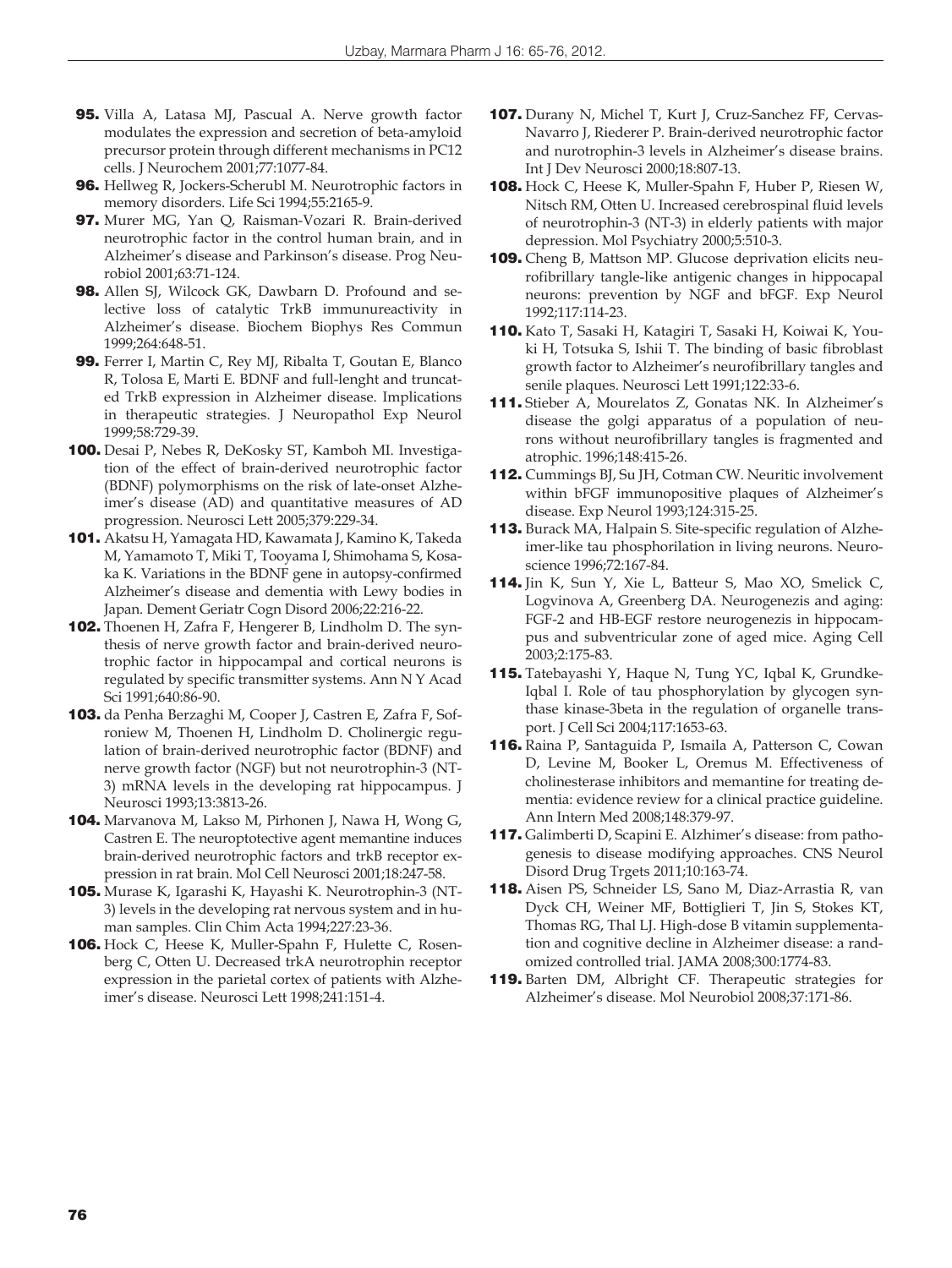95. Villa A, Latasa MJ, Pascual A. Nerve growth factor modulates the expression and secretion of beta-amyloid precursor protein through different mechanisms in PC12 cells. J Neurochem 2001;77:1077-84.
96. Hellweg R, Jockers-Scherubl M. Neurotrophic factors in memory disorders. Life Sci 1994;55:2165-9.
97. Murer MG, Yan Q, Raisman-Vozari R. Brain-derived neurotrophic factor in the control human brain, and in Alzheimer's disease and Parkinson's disease. Prog Neurobiol 2001;63:71-124.
98. Allen SJ, Wilcock GK, Dawbarn D. Profound and selective loss of catalytic TrkB immunureactivity in Alzheimer's disease. Biochem Biophys Res Commun 1999;264:648-51.
99. Ferrer I, Martin C, Rey MJ, Ribalta T, Goutan E, Blanco R, Tolosa E, Marti E. BDNF and full-lenght and truncated TrkB expression in Alzheimer disease. Implications in therapeutic strategies. J Neuropathol Exp Neurol 1999;58:729-39.
100. Desai P, Nebes R, DeKosky ST, Kamboh MI. Investigation of the effect of brain-derived neurotrophic factor (BDNF) polymorphisms on the risk of late-onset Alzheimer's disease (AD) and quantitative measures of AD progression. Neurosci Lett 2005;379:229-34.
101. Akatsu H, Yamagata HD, Kawamata J, Kamino K, Takeda M, Yamamoto T, Miki T, Tooyama I, Shimohama S, Kosaka K. Variations in the BDNF gene in autopsy-confirmed Alzheimer's disease and dementia with Lewy bodies in Japan. Dement Geriatr Cogn Disord 2006;22:216-22.
102. Thoenen H, Zafra F, Hengerer B, Lindholm D. The synthesis of nerve growth factor and brain-derived neurotrophic factor in hippocampal and cortical neurons is regulated by specific transmitter systems. Ann N Y Acad Sci 1991;640:86-90.
103. da Penha Berzaghi M, Cooper J, Castren E, Zafra F, Sofroniew M, Thoenen H, Lindholm D. Cholinergic regulation of brain-derived neurotrophic factor (BDNF) and nerve growth factor (NGF) but not neurotrophin-3 (NT-3) mRNA levels in the developing rat hippocampus. J Neurosci 1993;13:3813-26.
104. Marvanova M, Lakso M, Pirhonen J, Nawa H, Wong G, Castren E. The neuroptotective agent memantine induces brain-derived neurotrophic factors and trkB receptor expression in rat brain. Mol Cell Neurosci 2001;18:247-58.
105. Murase K, Igarashi K, Hayashi K. Neurotrophin-3 (NT-3) levels in the developing rat nervous system and in human samples. Clin Chim Acta 1994;227:23-36.
106. Hock C, Heese K, Muller-Spahn F, Hulette C, Rosenberg C, Otten U. Decreased trkA neurotrophin receptor expression in the parietal cortex of patients with Alzheimer's disease. Neurosci Lett 1998;241:151-4.
107. Durany N, Michel T, Kurt J, Cruz-Sanchez FF, Cervas-Navarro J, Riederer P. Brain-derived neurotrophic factor and nurotrophin-3 levels in Alzheimer's disease brains. Int J Dev Neurosci 2000;18:807-13.
108. Hock C, Heese K, Muller-Spahn F, Huber P, Riesen W, Nitsch RM, Otten U. Increased cerebrospinal fluid levels of neurotrophin-3 (NT-3) in elderly patients with major depression. Mol Psychiatry 2000;5:510-3.
109. Cheng B, Mattson MP. Glucose deprivation elicits neurofibrillary tangle-like antigenic changes in hippocapal neurons: prevention by NGF and bFGF. Exp Neurol 1992;117:114-23.
110. Kato T, Sasaki H, Katagiri T, Sasaki H, Koiwai K, Youki H, Totsuka S, Ishii T. The binding of basic fibroblast growth factor to Alzheimer's neurofibrillary tangles and senile plaques. Neurosci Lett 1991;122:33-6.
111. Stieber A, Mourelatos Z, Gonatas NK. In Alzheimer's disease the golgi apparatus of a population of neurons without neurofibrillary tangles is fragmented and atrophic. 1996;148:415-26.
112. Cummings BJ, Su JH, Cotman CW. Neuritic involvement within bFGF immunopositive plaques of Alzheimer's disease. Exp Neurol 1993;124:315-25.
113. Burack MA, Halpain S. Site-specific regulation of Alzheimer-like tau phosphorilation in living neurons. Neuroscience 1996;72:167-84.
114. Jin K, Sun Y, Xie L, Batteur S, Mao XO, Smelick C, Logvinova A, Greenberg DA. Neurogenezis and aging: FGF-2 and HB-EGF restore neurogenezis in hippocampus and subventricular zone of aged mice. Aging Cell 2003;2:175-83.
115. Tatebayashi Y, Haque N, Tung YC, Iqbal K, Grundke-Iqbal I. Role of tau phosphorylation by glycogen synthase kinase-3beta in the regulation of organelle transport. J Cell Sci 2004;117:1653-63.
116. Raina P, Santaguida P, Ismaila A, Patterson C, Cowan D, Levine M, Booker L, Oremus M. Effectiveness of cholinesterase inhibitors and memantine for treating dementia: evidence review for a clinical practice guideline. Ann Intern Med 2008;148:379-97.
117. Galimberti D, Scapini E. Alzhimer's disease: from pathogenesis to disease modifying approaches. CNS Neurol Disord Drug Trgets 2011;10:163-74.
118. Aisen PS, Schneider LS, Sano M, Diaz-Arrastia R, van Dyck CH, Weiner MF, Bottiglieri T, Jin S, Stokes KT, Thomas RG, Thal LJ. High-dose B vitamin supplementation and cognitive decline in Alzheimer disease: a randomized controlled trial. JAMA 2008;300:1774-83.
119. Barten DM, Albright CF. Therapeutic strategies for Alzheimer's disease. Mol Neurobiol 2008;37:171-86.